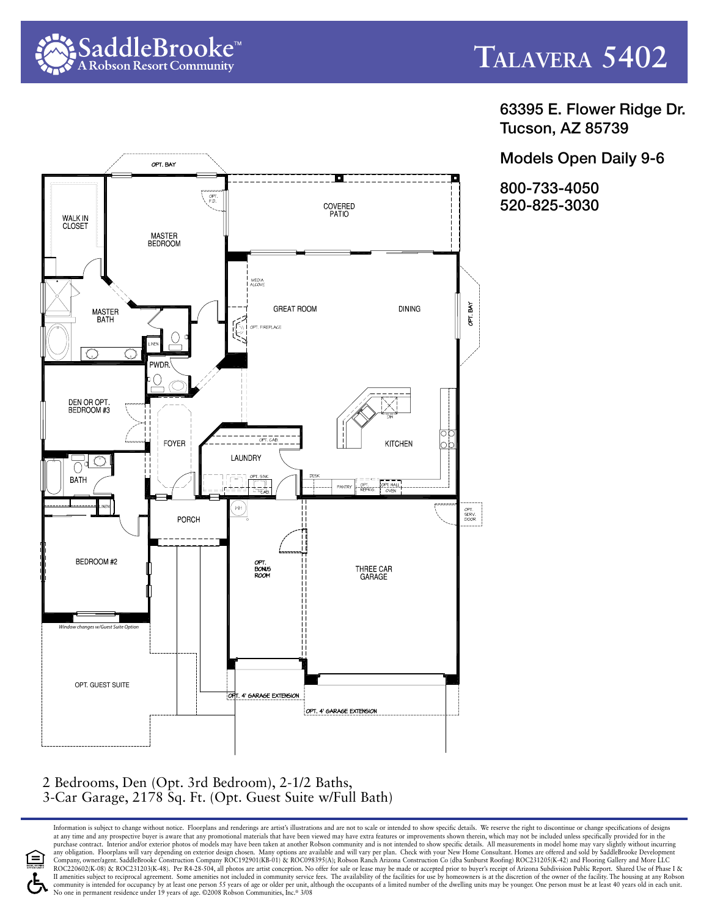# SaddleBrooke™
A Robson Resort Community

# Talavera 5402

63395 E. Flower Ridge Dr.
Tucson, AZ 85739

Models Open Daily 9-6

800-733-4050
520-825-3030

OPT. BAY

WALK IN CLOSET

MASTER BEDROOM

OPT. F.D.

COVERED PATIO

MASTER BATH

LINEN

PWDR.

MEDIA ALCOVE

GREAT ROOM

DINING

OPT. BAY

OPT. FIREPLACE

DEN OR OPT. BEDROOM #3

FOYER

OPT. CAB

LAUNDRY

KITCHEN

DW

BATH

OPT. SINK

CAB

DESK

PANTRY

OPT. REFRIG.

OPT. WALL OVEN

LINEN

WH

OPT. SERV. DOOR

PORCH

BEDROOM #2

OPT. BONUS ROOM

THREE CAR GARAGE

*Window changes w/Guest Suite Option*

OPT. GUEST SUITE

OPT. 4' GARAGE EXTENSION

OPT. 4' GARAGE EXTENSION

2 Bedrooms, Den (Opt. 3rd Bedroom), 2-1/2 Baths,
3-Car Garage, 2178 Sq. Ft. (Opt. Guest Suite w/Full Bath)

Information is subject to change without notice. Floorplans and renderings are artist's illustrations and are not to scale or intended to show specific details. We reserve the right to discontinue or change specifications of designs at any time and any prospective buyer is aware that any promotional materials that have been viewed may have extra features or improvements shown therein, which may not be included unless specifically provided for in the purchase contract. Interior and/or exterior photos of models may have been taken at another Robson community and is not intended to show specific details. All measurements in model home may vary slightly without incurring any obligation. Floorplans will vary depending on exterior design chosen. Many options are available and will vary per plan. Check with your New Home Consultant. Homes are offered and sold by SaddleBrooke Development Company, owner/agent. SaddleBrooke Construction Company ROC192901(KB-01) & ROC098395(A); Robson Ranch Arizona Construction Co (dba Sunburst Roofing) ROC231205(K-42) and Flooring Gallery and More LLC ROC220602(K-08) & ROC231203(K-48). Per R4-28-504, all photos are artist conception. No offer for sale or lease may be made or accepted prior to buyer's receipt of Arizona Subdivision Public Report. Shared Use of Phase I & II amenities subject to reciprocal agreement. Some amenities not included in community service fees. The availability of the facilities for use by homeowners is at the discretion of the owner of the facility. The housing at any Robson community is intended for occupancy by at least one person 55 years of age or older per unit, although the occupants of a limited number of the dwelling units may be younger. One person must be at least 40 years old in each unit. No one in permanent residence under 19 years of age. ©2008 Robson Communities, Inc.® 3/08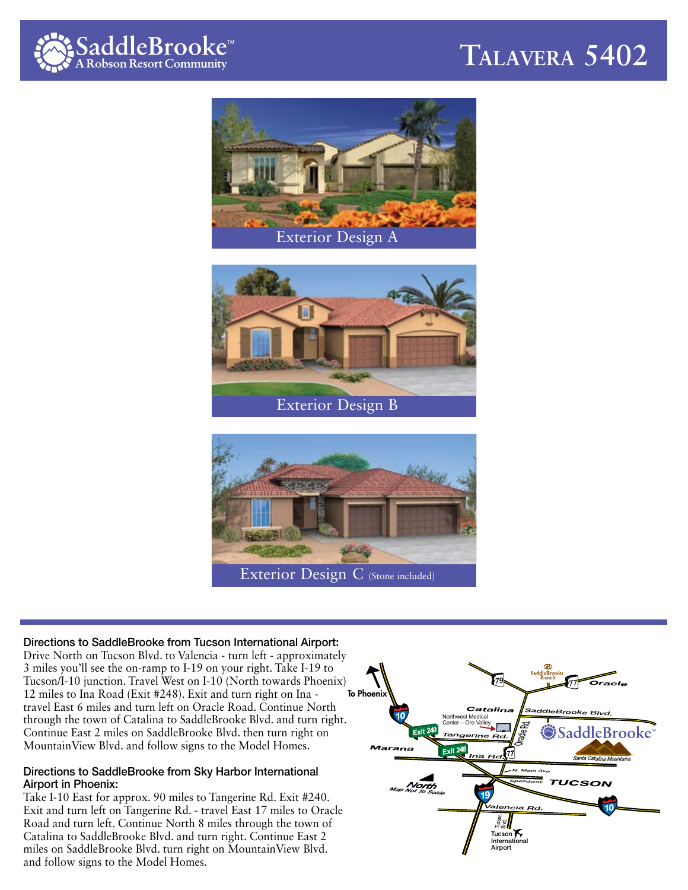# SaddleBrooke™
A Robson Resort Community

# Talavera 5402

Exterior Design A

Exterior Design B

Exterior Design C (Stone included)

### Directions to SaddleBrooke from Tucson International Airport:

Drive North on Tucson Blvd. to Valencia - turn left - approximately 3 miles you'll see the on-ramp to I-19 on your right. Take I-19 to Tucson/I-10 junction. Travel West on I-10 (North towards Phoenix) 12 miles to Ina Road (Exit #248). Exit and turn right on Ina - travel East 6 miles and turn left on Oracle Road. Continue North through the town of Catalina to SaddleBrooke Blvd. and turn right. Continue East 2 miles on SaddleBrooke Blvd. then turn right on MountainView Blvd. and follow signs to the Model Homes.

### Directions to SaddleBrooke from Sky Harbor International Airport in Phoenix:

Take I-10 East for approx. 90 miles to Tangerine Rd. Exit #240. Exit and turn left on Tangerine Rd. - travel East 17 miles to Oracle Road and turn left. Continue North 8 miles through the town of Catalina to SaddleBrooke Blvd. and turn right. Continue East 2 miles on SaddleBrooke Blvd. turn right on MountainView Blvd. and follow signs to the Model Homes.

To Phoenix
10
Exit 240
Exit 248
Marana
North
Map Not To Scale
79
SaddleBrooke Ranch
77
Oracle
Catalina
SaddleBrooke Blvd.
Northwest Medical Center – Oro Valley
Tangerine Rd.
Oracle Rd.
SaddleBrooke™
Santa Catalina Mountains
Ina Rd.
77
N. Main Ave
Speedway
TUCSON
19
10
Valencia Rd.
Tucson Blvd.
Tucson International Airport